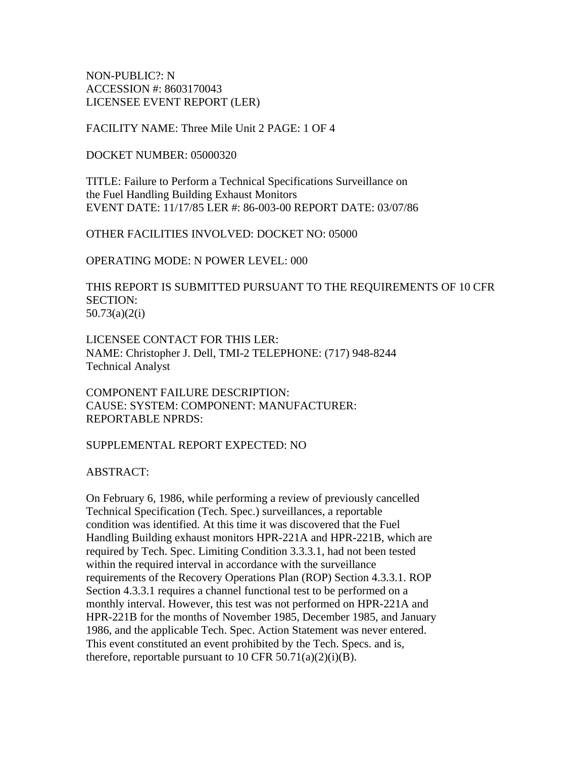NON-PUBLIC?: N
ACCESSION #: 8603170043
LICENSEE EVENT REPORT (LER)

FACILITY NAME: Three Mile Unit 2 PAGE: 1 OF 4

DOCKET NUMBER: 05000320

TITLE: Failure to Perform a Technical Specifications Surveillance on the Fuel Handling Building Exhaust Monitors
EVENT DATE: 11/17/85 LER #: 86-003-00 REPORT DATE: 03/07/86

OTHER FACILITIES INVOLVED: DOCKET NO: 05000

OPERATING MODE: N POWER LEVEL: 000

THIS REPORT IS SUBMITTED PURSUANT TO THE REQUIREMENTS OF 10 CFR SECTION:
50.73(a)(2(i)

LICENSEE CONTACT FOR THIS LER:
NAME: Christopher J. Dell, TMI-2 TELEPHONE: (717) 948-8244
Technical Analyst

COMPONENT FAILURE DESCRIPTION:
CAUSE: SYSTEM: COMPONENT: MANUFACTURER:
REPORTABLE NPRDS:

SUPPLEMENTAL REPORT EXPECTED: NO

ABSTRACT:

On February 6, 1986, while performing a review of previously cancelled Technical Specification (Tech. Spec.) surveillances, a reportable condition was identified. At this time it was discovered that the Fuel Handling Building exhaust monitors HPR-221A and HPR-221B, which are required by Tech. Spec. Limiting Condition 3.3.3.1, had not been tested within the required interval in accordance with the surveillance requirements of the Recovery Operations Plan (ROP) Section 4.3.3.1. ROP Section 4.3.3.1 requires a channel functional test to be performed on a monthly interval. However, this test was not performed on HPR-221A and HPR-221B for the months of November 1985, December 1985, and January 1986, and the applicable Tech. Spec. Action Statement was never entered. This event constituted an event prohibited by the Tech. Specs. and is, therefore, reportable pursuant to 10 CFR 50.71(a)(2)(i)(B).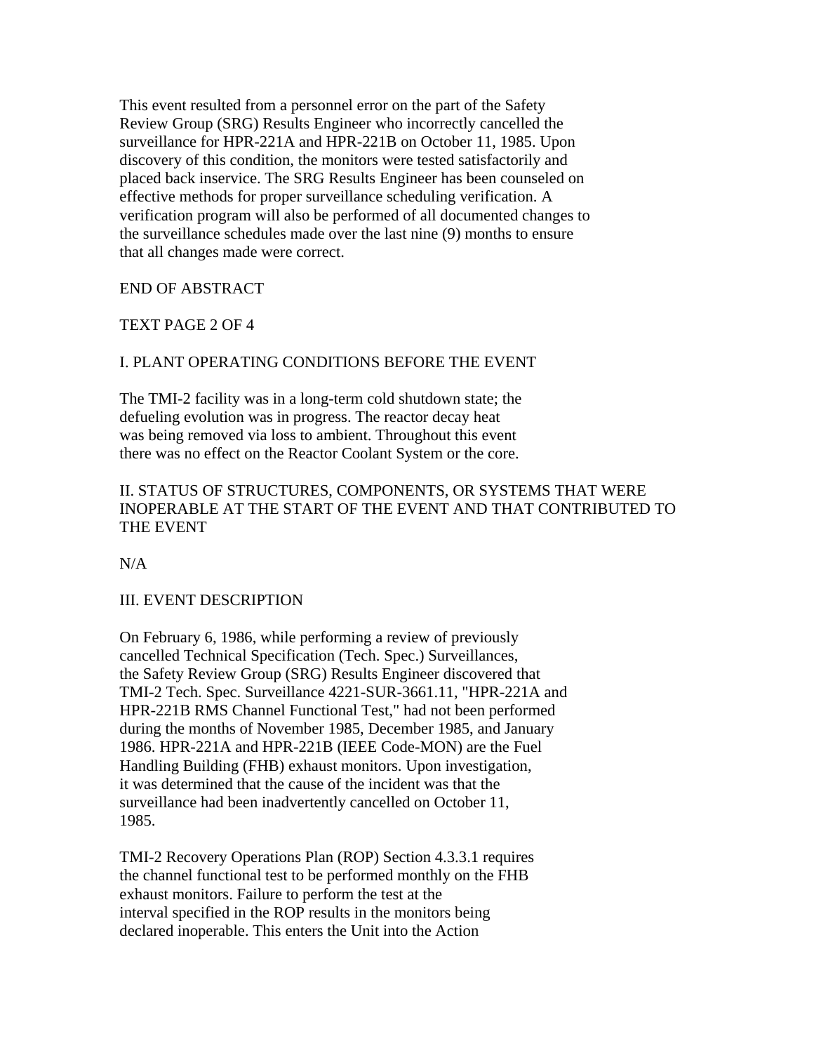This event resulted from a personnel error on the part of the Safety Review Group (SRG) Results Engineer who incorrectly cancelled the surveillance for HPR-221A and HPR-221B on October 11, 1985. Upon discovery of this condition, the monitors were tested satisfactorily and placed back inservice. The SRG Results Engineer has been counseled on effective methods for proper surveillance scheduling verification. A verification program will also be performed of all documented changes to the surveillance schedules made over the last nine (9) months to ensure that all changes made were correct.

END OF ABSTRACT

TEXT PAGE 2 OF 4

## I. PLANT OPERATING CONDITIONS BEFORE THE EVENT

The TMI-2 facility was in a long-term cold shutdown state; the defueling evolution was in progress. The reactor decay heat was being removed via loss to ambient. Throughout this event there was no effect on the Reactor Coolant System or the core.

## II. STATUS OF STRUCTURES, COMPONENTS, OR SYSTEMS THAT WERE INOPERABLE AT THE START OF THE EVENT AND THAT CONTRIBUTED TO THE EVENT

N/A

## III. EVENT DESCRIPTION

On February 6, 1986, while performing a review of previously cancelled Technical Specification (Tech. Spec.) Surveillances, the Safety Review Group (SRG) Results Engineer discovered that TMI-2 Tech. Spec. Surveillance 4221-SUR-3661.11, "HPR-221A and HPR-221B RMS Channel Functional Test," had not been performed during the months of November 1985, December 1985, and January 1986. HPR-221A and HPR-221B (IEEE Code-MON) are the Fuel Handling Building (FHB) exhaust monitors. Upon investigation, it was determined that the cause of the incident was that the surveillance had been inadvertently cancelled on October 11, 1985.

TMI-2 Recovery Operations Plan (ROP) Section 4.3.3.1 requires the channel functional test to be performed monthly on the FHB exhaust monitors. Failure to perform the test at the interval specified in the ROP results in the monitors being declared inoperable. This enters the Unit into the Action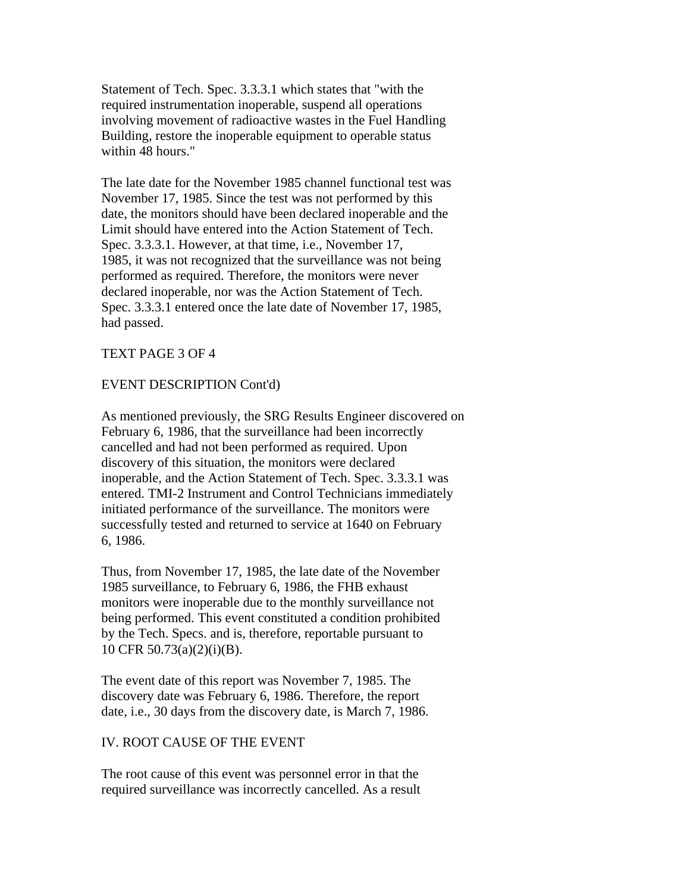Statement of Tech. Spec. 3.3.3.1 which states that "with the required instrumentation inoperable, suspend all operations involving movement of radioactive wastes in the Fuel Handling Building, restore the inoperable equipment to operable status within 48 hours."

The late date for the November 1985 channel functional test was November 17, 1985. Since the test was not performed by this date, the monitors should have been declared inoperable and the Limit should have entered into the Action Statement of Tech. Spec. 3.3.3.1. However, at that time, i.e., November 17, 1985, it was not recognized that the surveillance was not being performed as required. Therefore, the monitors were never declared inoperable, nor was the Action Statement of Tech. Spec. 3.3.3.1 entered once the late date of November 17, 1985, had passed.

TEXT PAGE 3 OF 4

EVENT DESCRIPTION Cont'd)

As mentioned previously, the SRG Results Engineer discovered on February 6, 1986, that the surveillance had been incorrectly cancelled and had not been performed as required. Upon discovery of this situation, the monitors were declared inoperable, and the Action Statement of Tech. Spec. 3.3.3.1 was entered. TMI-2 Instrument and Control Technicians immediately initiated performance of the surveillance. The monitors were successfully tested and returned to service at 1640 on February 6, 1986.

Thus, from November 17, 1985, the late date of the November 1985 surveillance, to February 6, 1986, the FHB exhaust monitors were inoperable due to the monthly surveillance not being performed. This event constituted a condition prohibited by the Tech. Specs. and is, therefore, reportable pursuant to 10 CFR 50.73(a)(2)(i)(B).

The event date of this report was November 7, 1985. The discovery date was February 6, 1986. Therefore, the report date, i.e., 30 days from the discovery date, is March 7, 1986.

IV. ROOT CAUSE OF THE EVENT

The root cause of this event was personnel error in that the required surveillance was incorrectly cancelled. As a result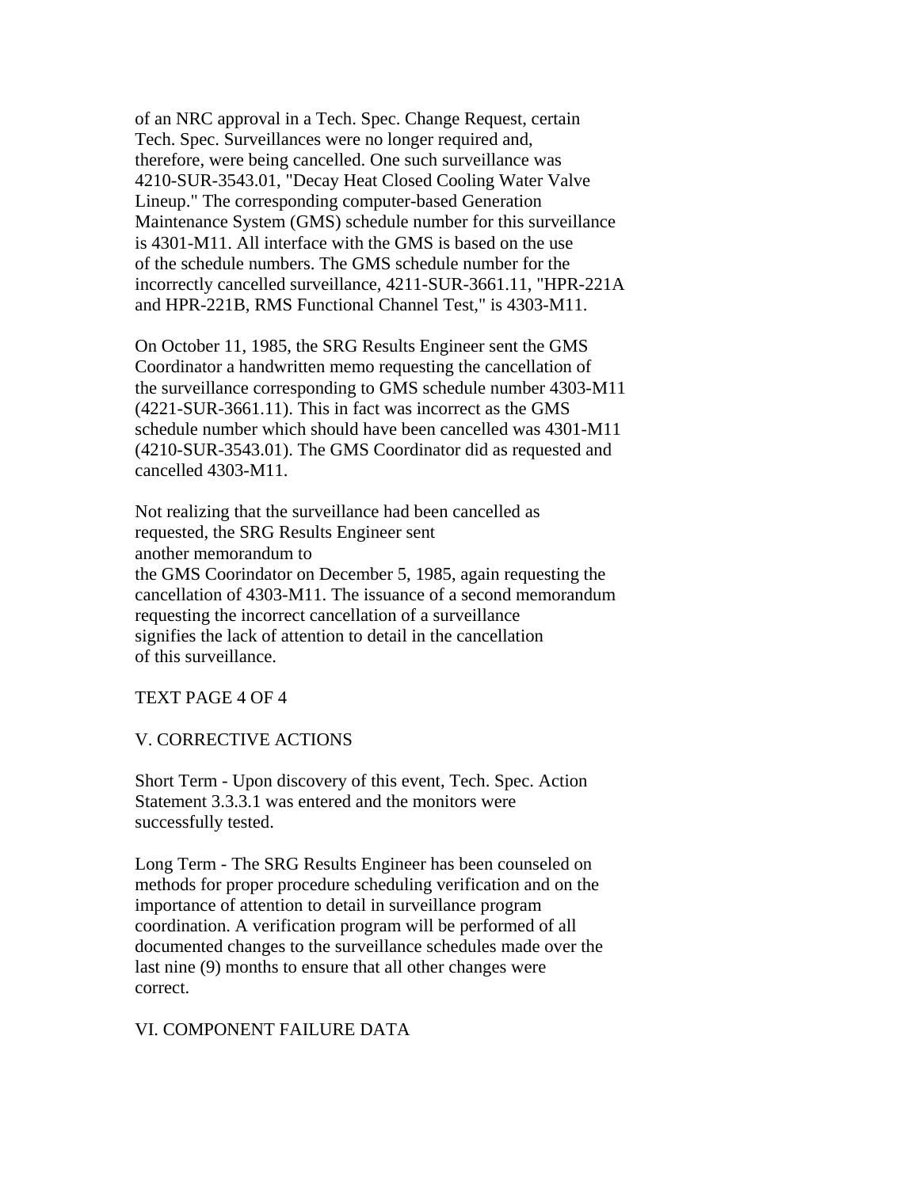of an NRC approval in a Tech. Spec. Change Request, certain Tech. Spec. Surveillances were no longer required and, therefore, were being cancelled. One such surveillance was 4210-SUR-3543.01, "Decay Heat Closed Cooling Water Valve Lineup." The corresponding computer-based Generation Maintenance System (GMS) schedule number for this surveillance is 4301-M11. All interface with the GMS is based on the use of the schedule numbers. The GMS schedule number for the incorrectly cancelled surveillance, 4211-SUR-3661.11, "HPR-221A and HPR-221B, RMS Functional Channel Test," is 4303-M11.

On October 11, 1985, the SRG Results Engineer sent the GMS Coordinator a handwritten memo requesting the cancellation of the surveillance corresponding to GMS schedule number 4303-M11 (4221-SUR-3661.11). This in fact was incorrect as the GMS schedule number which should have been cancelled was 4301-M11 (4210-SUR-3543.01). The GMS Coordinator did as requested and cancelled 4303-M11.

Not realizing that the surveillance had been cancelled as requested, the SRG Results Engineer sent another memorandum to the GMS Coorindator on December 5, 1985, again requesting the cancellation of 4303-M11. The issuance of a second memorandum requesting the incorrect cancellation of a surveillance signifies the lack of attention to detail in the cancellation of this surveillance.

TEXT PAGE 4 OF 4

## V. CORRECTIVE ACTIONS

Short Term - Upon discovery of this event, Tech. Spec. Action Statement 3.3.3.1 was entered and the monitors were successfully tested.

Long Term - The SRG Results Engineer has been counseled on methods for proper procedure scheduling verification and on the importance of attention to detail in surveillance program coordination. A verification program will be performed of all documented changes to the surveillance schedules made over the last nine (9) months to ensure that all other changes were correct.

## VI. COMPONENT FAILURE DATA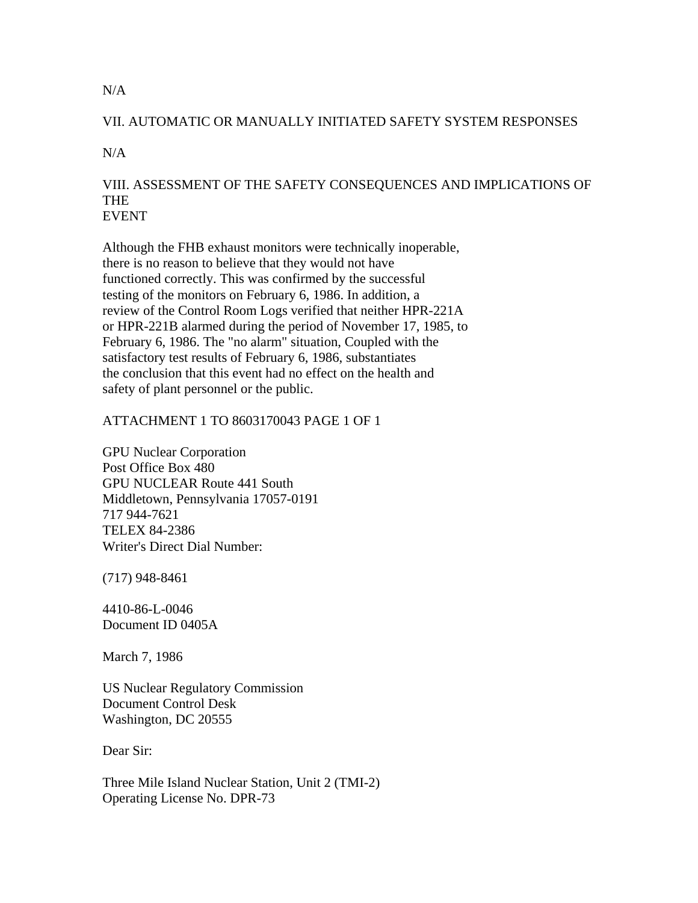N/A

## VII. AUTOMATIC OR MANUALLY INITIATED SAFETY SYSTEM RESPONSES

N/A

## VIII. ASSESSMENT OF THE SAFETY CONSEQUENCES AND IMPLICATIONS OF THE EVENT

Although the FHB exhaust monitors were technically inoperable, there is no reason to believe that they would not have functioned correctly. This was confirmed by the successful testing of the monitors on February 6, 1986. In addition, a review of the Control Room Logs verified that neither HPR-221A or HPR-221B alarmed during the period of November 17, 1985, to February 6, 1986. The "no alarm" situation, Coupled with the satisfactory test results of February 6, 1986, substantiates the conclusion that this event had no effect on the health and safety of plant personnel or the public.

ATTACHMENT 1 TO 8603170043 PAGE 1 OF 1

GPU Nuclear Corporation
Post Office Box 480
GPU NUCLEAR Route 441 South
Middletown, Pennsylvania 17057-0191
717 944-7621
TELEX 84-2386
Writer's Direct Dial Number:

(717) 948-8461

4410-86-L-0046
Document ID 0405A

March 7, 1986

US Nuclear Regulatory Commission
Document Control Desk
Washington, DC 20555

Dear Sir:

Three Mile Island Nuclear Station, Unit 2 (TMI-2)
Operating License No. DPR-73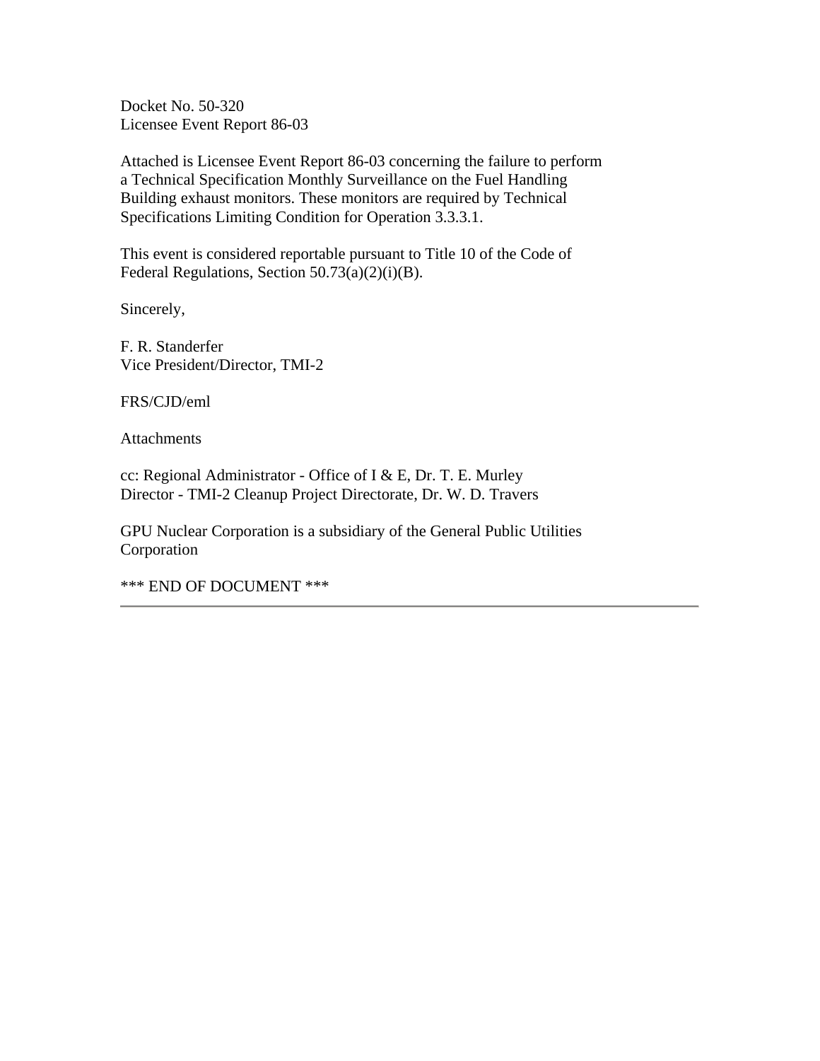Docket No. 50-320
Licensee Event Report 86-03

Attached is Licensee Event Report 86-03 concerning the failure to perform a Technical Specification Monthly Surveillance on the Fuel Handling Building exhaust monitors. These monitors are required by Technical Specifications Limiting Condition for Operation 3.3.3.1.

This event is considered reportable pursuant to Title 10 of the Code of Federal Regulations, Section 50.73(a)(2)(i)(B).

Sincerely,

F. R. Standerfer
Vice President/Director, TMI-2

FRS/CJD/eml

Attachments

cc: Regional Administrator - Office of I & E, Dr. T. E. Murley
Director - TMI-2 Cleanup Project Directorate, Dr. W. D. Travers

GPU Nuclear Corporation is a subsidiary of the General Public Utilities Corporation

*** END OF DOCUMENT ***